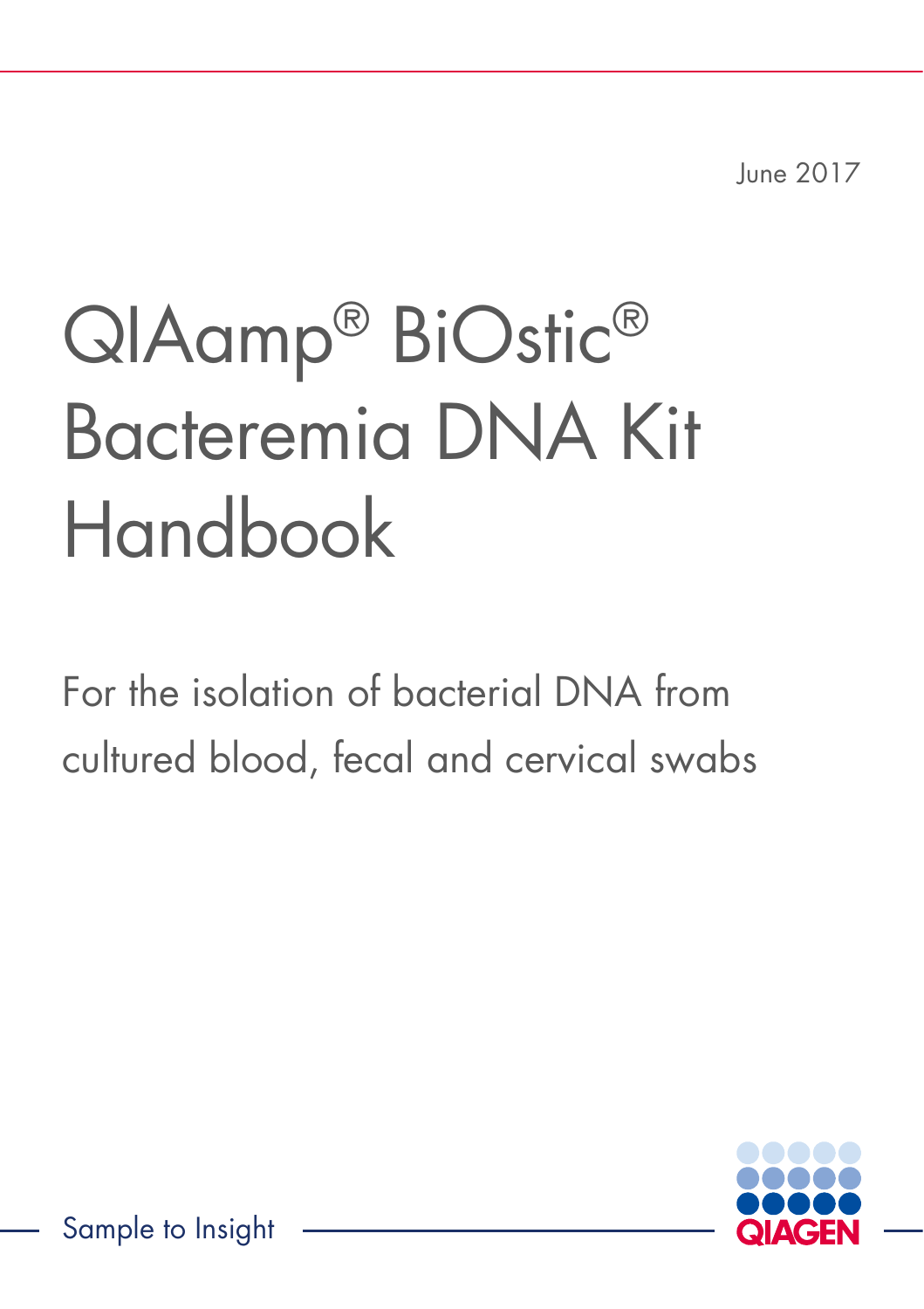June 2017

# QIAamp® BiOstic® Bacteremia DNA Kit Handbook

For the isolation of bacterial DNA from cultured blood, fecal and cervical swabs

Sample to Insight

QIAGEN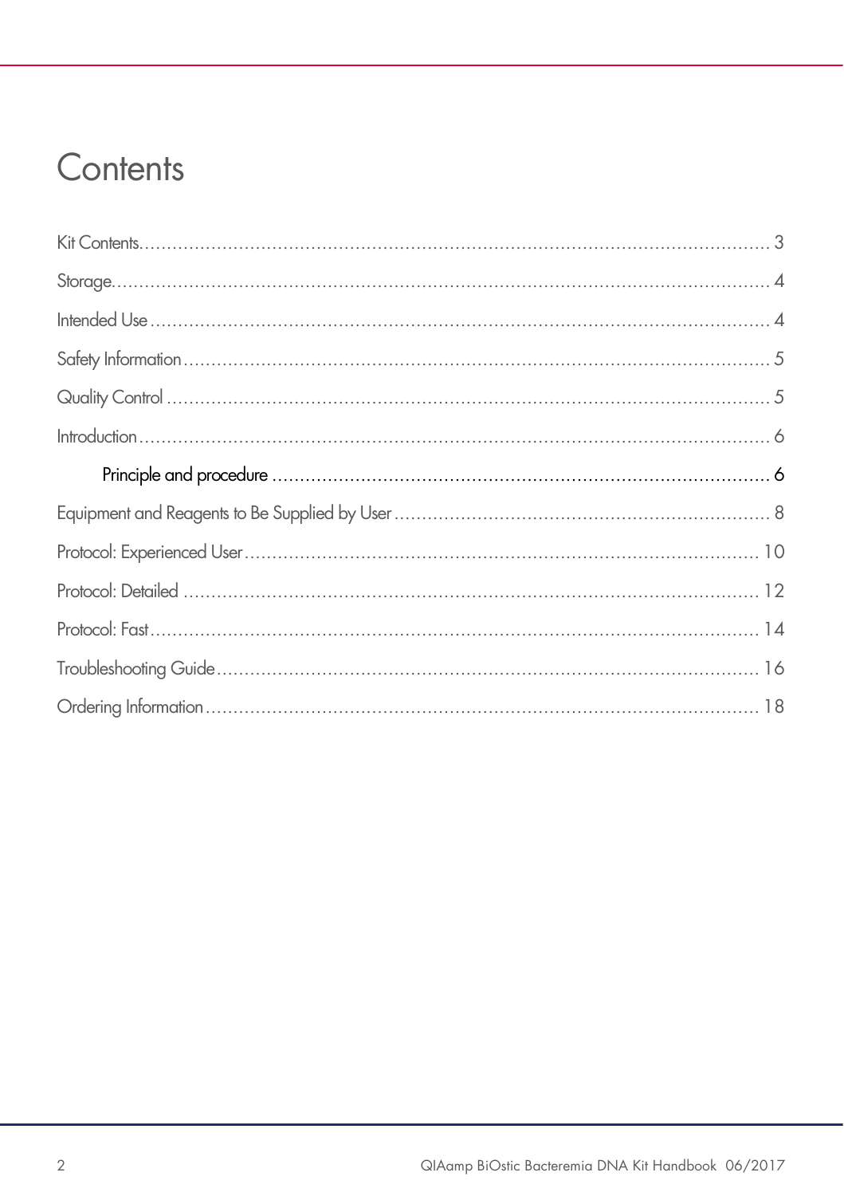# Contents

Kit Contents ........................................................................................................ 3

Storage ................................................................................................................ 4

Intended Use ........................................................................................................ 4

Safety Information ................................................................................................ 5

Quality Control ..................................................................................................... 5

Introduction .......................................................................................................... 6

    Principle and procedure ................................................................................. 6

Equipment and Reagents to Be Supplied by User ................................................... 8

Protocol: Experienced User ................................................................................... 10

Protocol: Detailed ................................................................................................ 12

Protocol: Fast ...................................................................................................... 14

Troubleshooting Guide ......................................................................................... 16

Ordering Information ........................................................................................... 18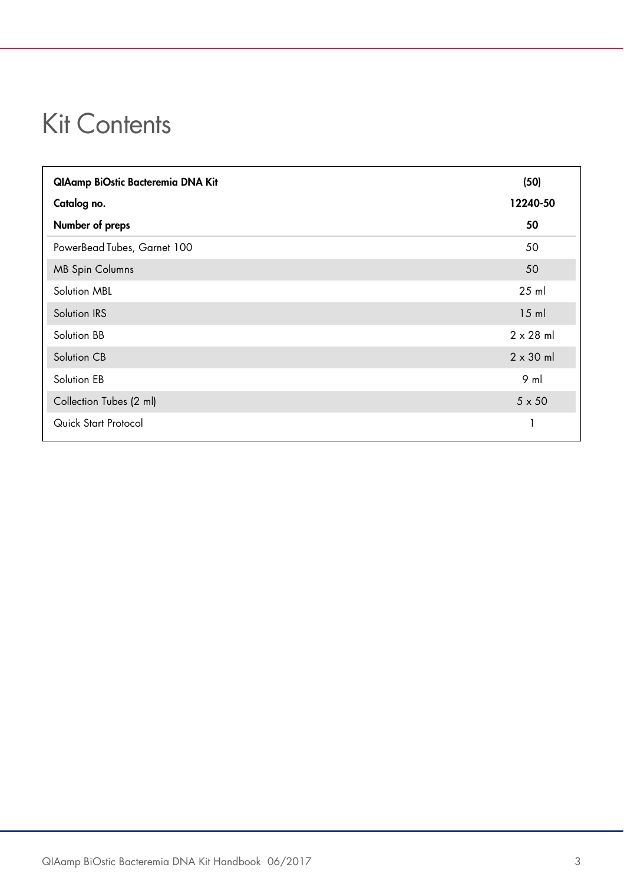# Kit Contents

| QIAamp BiOstic Bacteremia DNA Kit | (50) |
|---|---|
| **Catalog no.** | **12240-50** |
| **Number of preps** | **50** |
| PowerBead Tubes, Garnet 100 | 50 |
| MB Spin Columns | 50 |
| Solution MBL | 25 ml |
| Solution IRS | 15 ml |
| Solution BB | 2 x 28 ml |
| Solution CB | 2 x 30 ml |
| Solution EB | 9 ml |
| Collection Tubes (2 ml) | 5 x 50 |
| Quick Start Protocol | 1 |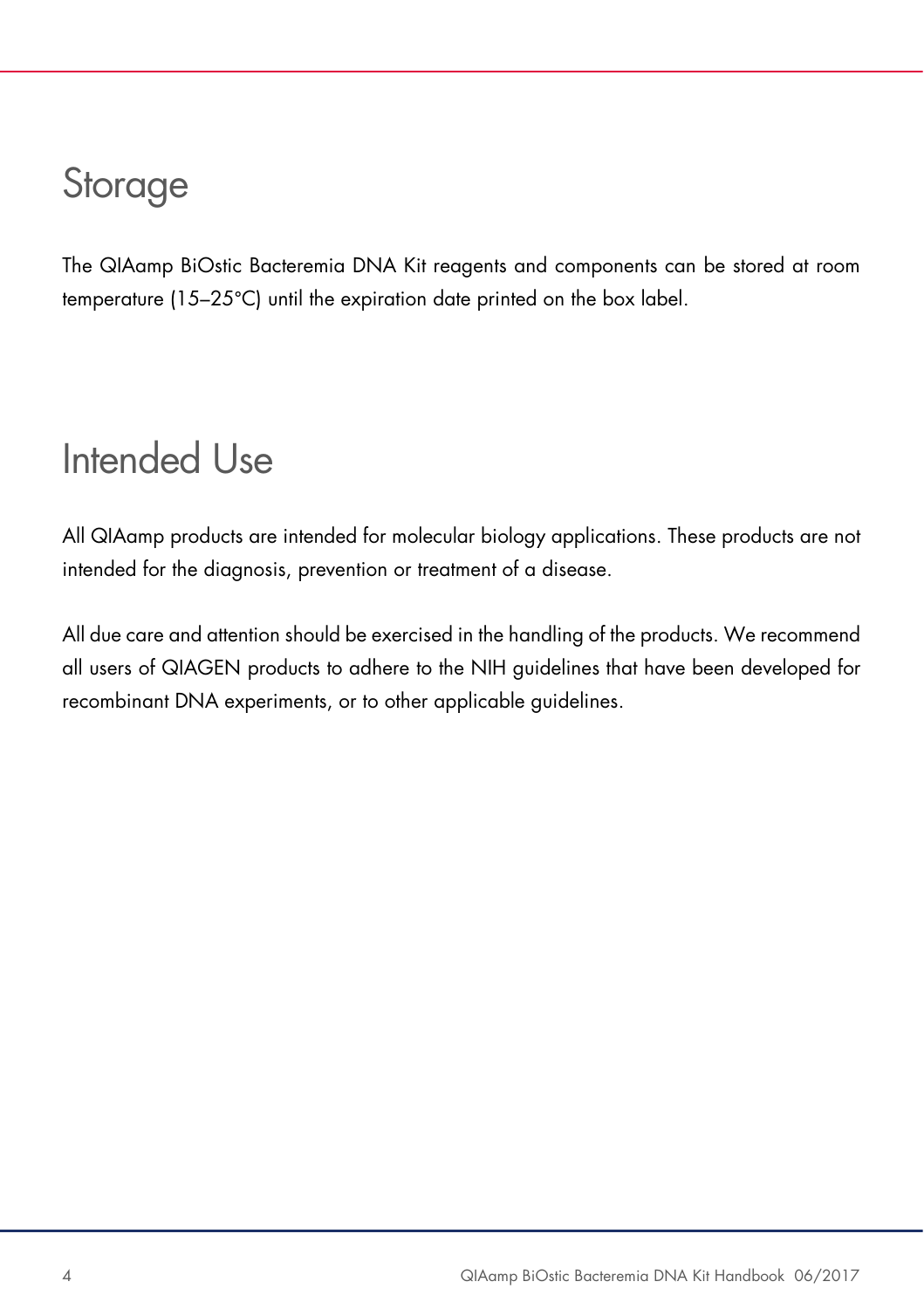# Storage

The QIAamp BiOstic Bacteremia DNA Kit reagents and components can be stored at room temperature (15–25°C) until the expiration date printed on the box label.

# Intended Use

All QIAamp products are intended for molecular biology applications. These products are not intended for the diagnosis, prevention or treatment of a disease.

All due care and attention should be exercised in the handling of the products. We recommend all users of QIAGEN products to adhere to the NIH guidelines that have been developed for recombinant DNA experiments, or to other applicable guidelines.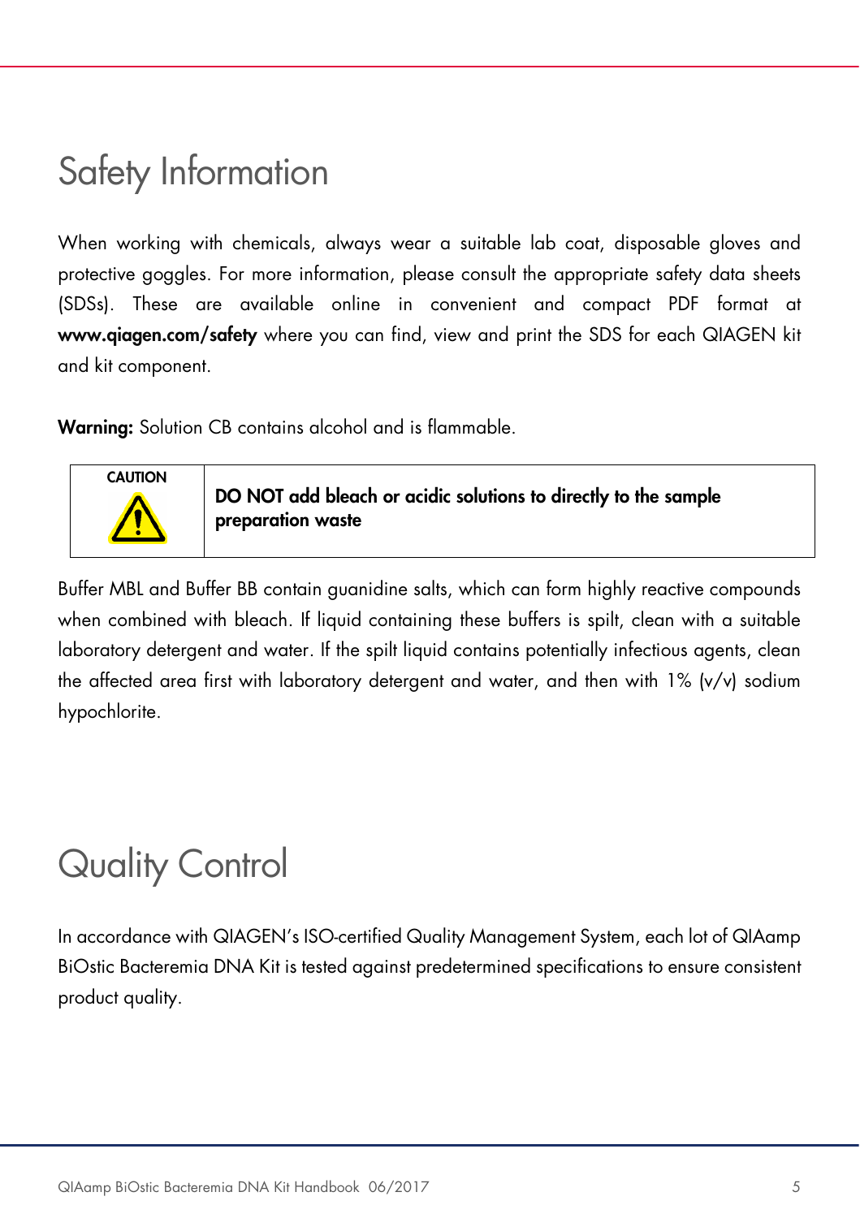# Safety Information

When working with chemicals, always wear a suitable lab coat, disposable gloves and protective goggles. For more information, please consult the appropriate safety data sheets (SDSs). These are available online in convenient and compact PDF format at **www.qiagen.com/safety** where you can find, view and print the SDS for each QIAGEN kit and kit component.

**Warning:** Solution CB contains alcohol and is flammable.

| CAUTION | **DO NOT add bleach or acidic solutions to directly to the sample preparation waste** |
|---|---|

Buffer MBL and Buffer BB contain guanidine salts, which can form highly reactive compounds when combined with bleach. If liquid containing these buffers is spilt, clean with a suitable laboratory detergent and water. If the spilt liquid contains potentially infectious agents, clean the affected area first with laboratory detergent and water, and then with 1% (v/v) sodium hypochlorite.

# Quality Control

In accordance with QIAGEN's ISO-certified Quality Management System, each lot of QIAamp BiOstic Bacteremia DNA Kit is tested against predetermined specifications to ensure consistent product quality.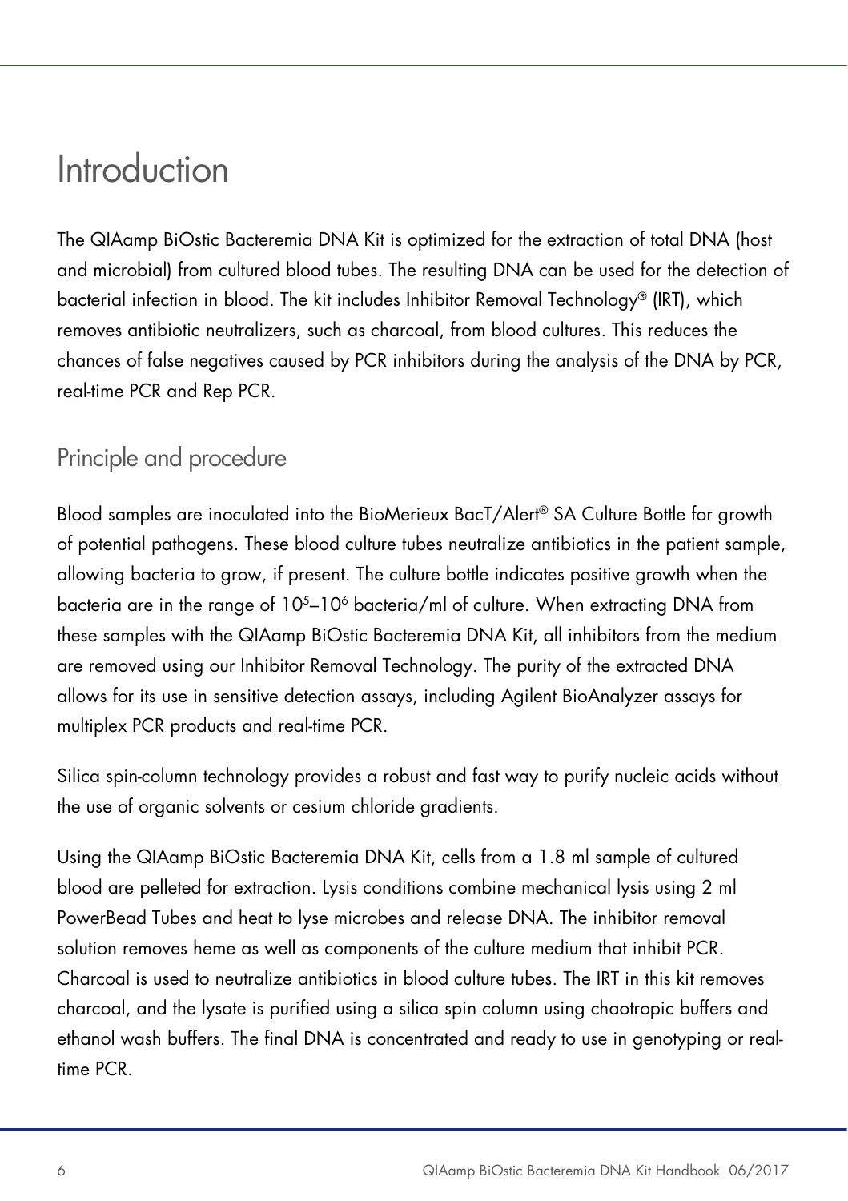# Introduction

The QIAamp BiOstic Bacteremia DNA Kit is optimized for the extraction of total DNA (host and microbial) from cultured blood tubes. The resulting DNA can be used for the detection of bacterial infection in blood. The kit includes Inhibitor Removal Technology® (IRT), which removes antibiotic neutralizers, such as charcoal, from blood cultures. This reduces the chances of false negatives caused by PCR inhibitors during the analysis of the DNA by PCR, real-time PCR and Rep PCR.

## Principle and procedure

Blood samples are inoculated into the BioMerieux BacT/Alert® SA Culture Bottle for growth of potential pathogens. These blood culture tubes neutralize antibiotics in the patient sample, allowing bacteria to grow, if present. The culture bottle indicates positive growth when the bacteria are in the range of $10^5$–$10^6$ bacteria/ml of culture. When extracting DNA from these samples with the QIAamp BiOstic Bacteremia DNA Kit, all inhibitors from the medium are removed using our Inhibitor Removal Technology. The purity of the extracted DNA allows for its use in sensitive detection assays, including Agilent BioAnalyzer assays for multiplex PCR products and real-time PCR.

Silica spin-column technology provides a robust and fast way to purify nucleic acids without the use of organic solvents or cesium chloride gradients.

Using the QIAamp BiOstic Bacteremia DNA Kit, cells from a 1.8 ml sample of cultured blood are pelleted for extraction. Lysis conditions combine mechanical lysis using 2 ml PowerBead Tubes and heat to lyse microbes and release DNA. The inhibitor removal solution removes heme as well as components of the culture medium that inhibit PCR. Charcoal is used to neutralize antibiotics in blood culture tubes. The IRT in this kit removes charcoal, and the lysate is purified using a silica spin column using chaotropic buffers and ethanol wash buffers. The final DNA is concentrated and ready to use in genotyping or real-time PCR.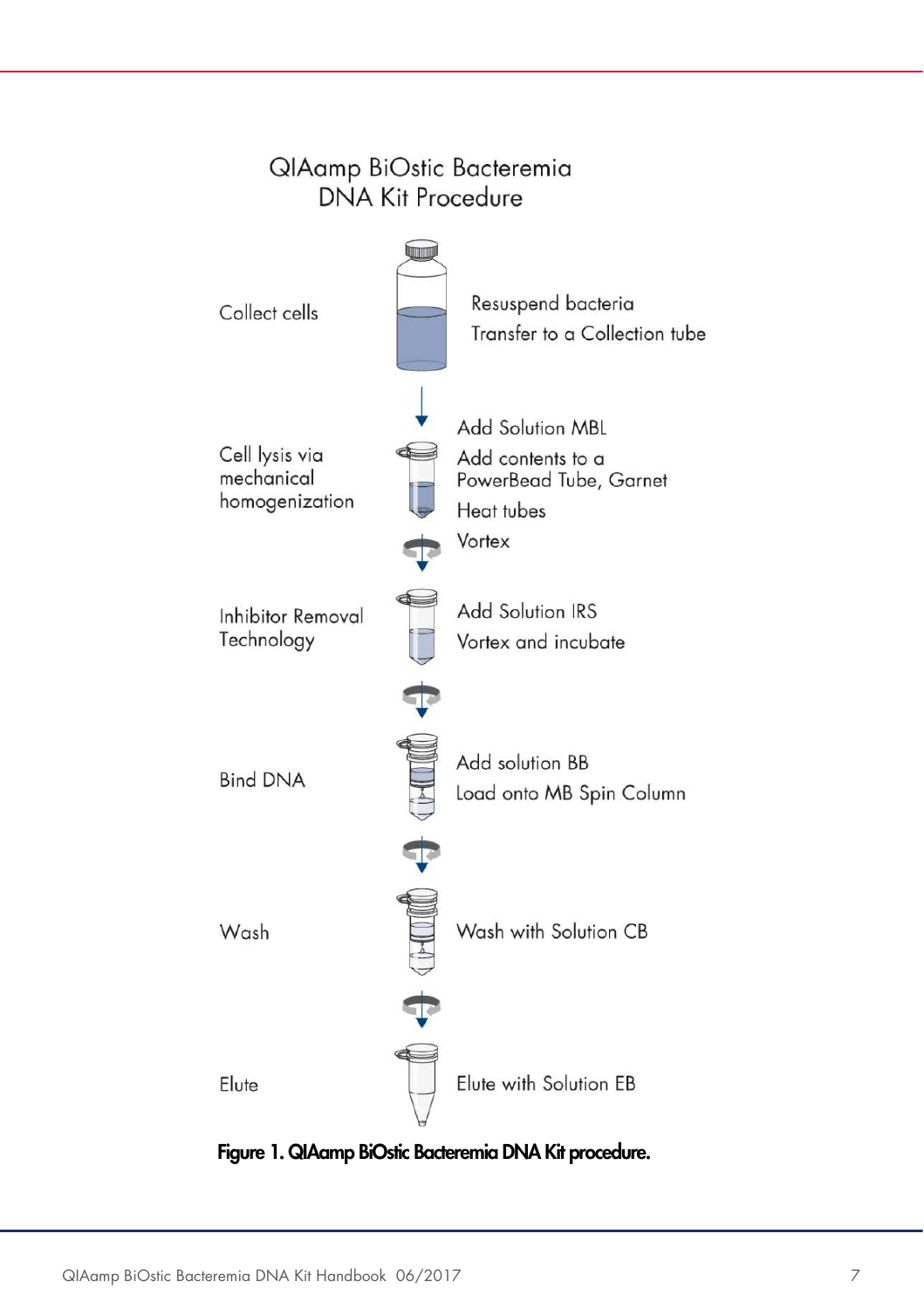QIAamp BiOstic Bacteremia DNA Kit Procedure

| Step | Actions |
| --- | --- |
| Collect cells | Resuspend bacteria<br>Transfer to a Collection tube |
| Cell lysis via mechanical homogenization | Add Solution MBL<br>Add contents to a PowerBead Tube, Garnet<br>Heat tubes<br>Vortex |
| Inhibitor Removal Technology | Add Solution IRS<br>Vortex and incubate |
| Bind DNA | Add solution BB<br>Load onto MB Spin Column |
| Wash | Wash with Solution CB |
| Elute | Elute with Solution EB |

**Figure 1. QIAamp BiOstic Bacteremia DNA Kit procedure.**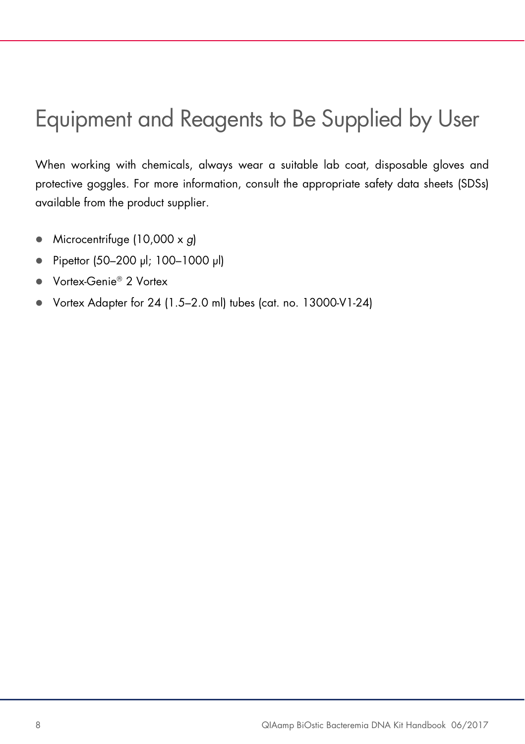# Equipment and Reagents to Be Supplied by User

When working with chemicals, always wear a suitable lab coat, disposable gloves and protective goggles. For more information, consult the appropriate safety data sheets (SDSs) available from the product supplier.

- Microcentrifuge (10,000 x *g*)
- Pipettor (50–200 µl; 100–1000 µl)
- Vortex-Genie® 2 Vortex
- Vortex Adapter for 24 (1.5–2.0 ml) tubes (cat. no. 13000-V1-24)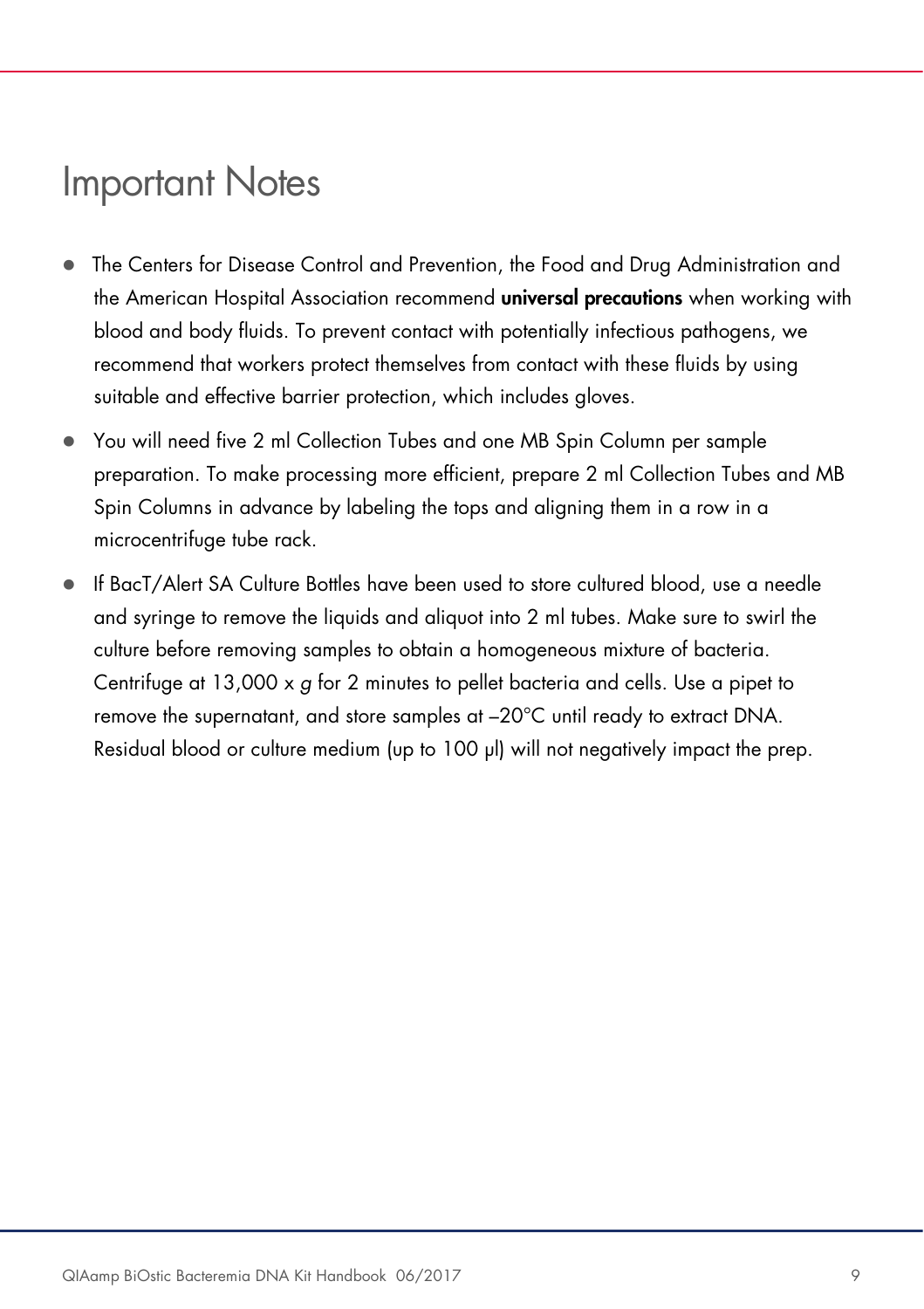# Important Notes

- The Centers for Disease Control and Prevention, the Food and Drug Administration and the American Hospital Association recommend **universal precautions** when working with blood and body fluids. To prevent contact with potentially infectious pathogens, we recommend that workers protect themselves from contact with these fluids by using suitable and effective barrier protection, which includes gloves.
- You will need five 2 ml Collection Tubes and one MB Spin Column per sample preparation. To make processing more efficient, prepare 2 ml Collection Tubes and MB Spin Columns in advance by labeling the tops and aligning them in a row in a microcentrifuge tube rack.
- If BacT/Alert SA Culture Bottles have been used to store cultured blood, use a needle and syringe to remove the liquids and aliquot into 2 ml tubes. Make sure to swirl the culture before removing samples to obtain a homogeneous mixture of bacteria. Centrifuge at 13,000 x *g* for 2 minutes to pellet bacteria and cells. Use a pipet to remove the supernatant, and store samples at –20°C until ready to extract DNA. Residual blood or culture medium (up to 100 µl) will not negatively impact the prep.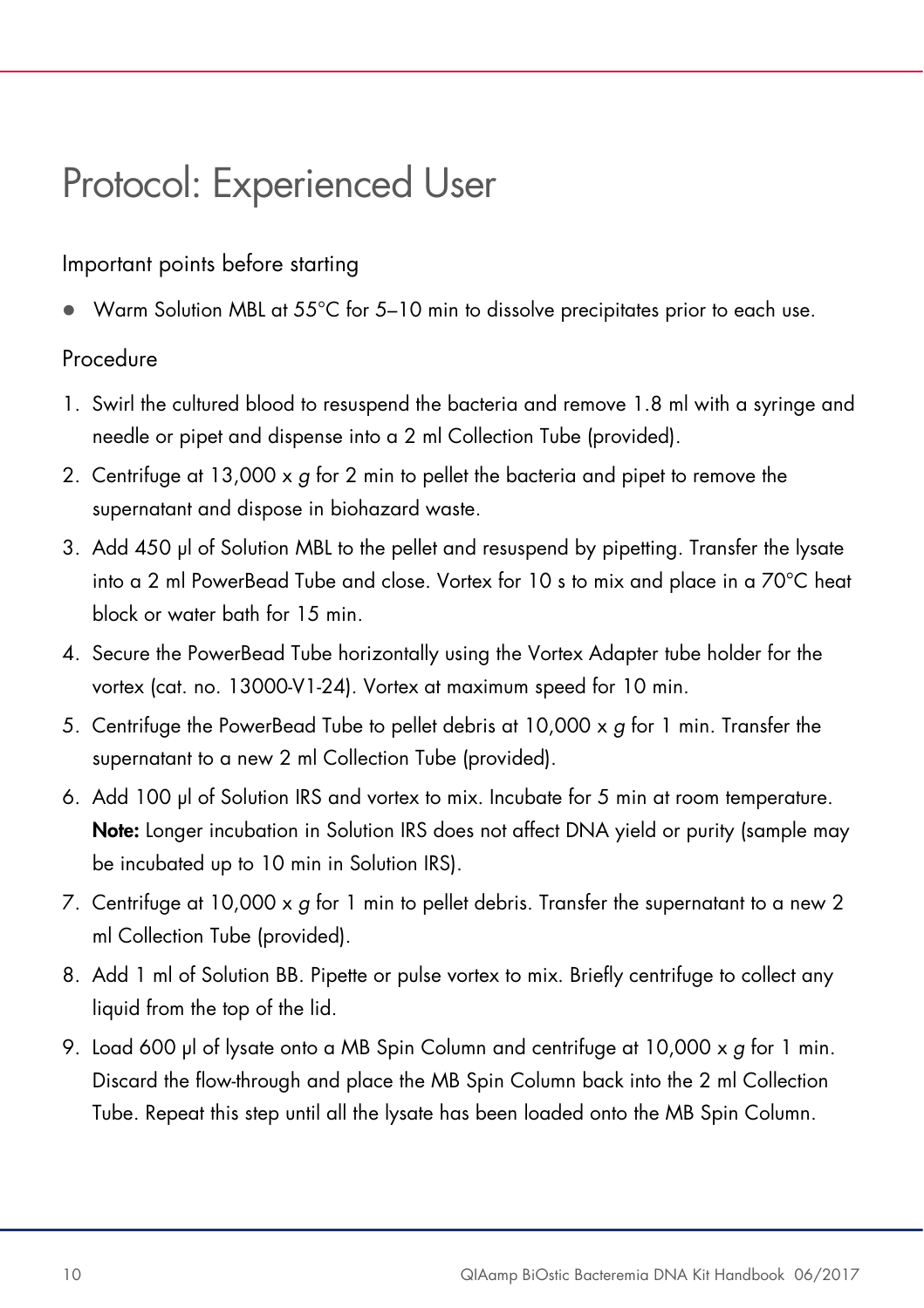# Protocol: Experienced User

## Important points before starting

- Warm Solution MBL at 55°C for 5–10 min to dissolve precipitates prior to each use.

## Procedure

1. Swirl the cultured blood to resuspend the bacteria and remove 1.8 ml with a syringe and needle or pipet and dispense into a 2 ml Collection Tube (provided).
2. Centrifuge at 13,000 x *g* for 2 min to pellet the bacteria and pipet to remove the supernatant and dispose in biohazard waste.
3. Add 450 µl of Solution MBL to the pellet and resuspend by pipetting. Transfer the lysate into a 2 ml PowerBead Tube and close. Vortex for 10 s to mix and place in a 70°C heat block or water bath for 15 min.
4. Secure the PowerBead Tube horizontally using the Vortex Adapter tube holder for the vortex (cat. no. 13000-V1-24). Vortex at maximum speed for 10 min.
5. Centrifuge the PowerBead Tube to pellet debris at 10,000 x *g* for 1 min. Transfer the supernatant to a new 2 ml Collection Tube (provided).
6. Add 100 µl of Solution IRS and vortex to mix. Incubate for 5 min at room temperature. **Note:** Longer incubation in Solution IRS does not affect DNA yield or purity (sample may be incubated up to 10 min in Solution IRS).
7. Centrifuge at 10,000 x *g* for 1 min to pellet debris. Transfer the supernatant to a new 2 ml Collection Tube (provided).
8. Add 1 ml of Solution BB. Pipette or pulse vortex to mix. Briefly centrifuge to collect any liquid from the top of the lid.
9. Load 600 µl of lysate onto a MB Spin Column and centrifuge at 10,000 x *g* for 1 min. Discard the flow-through and place the MB Spin Column back into the 2 ml Collection Tube. Repeat this step until all the lysate has been loaded onto the MB Spin Column.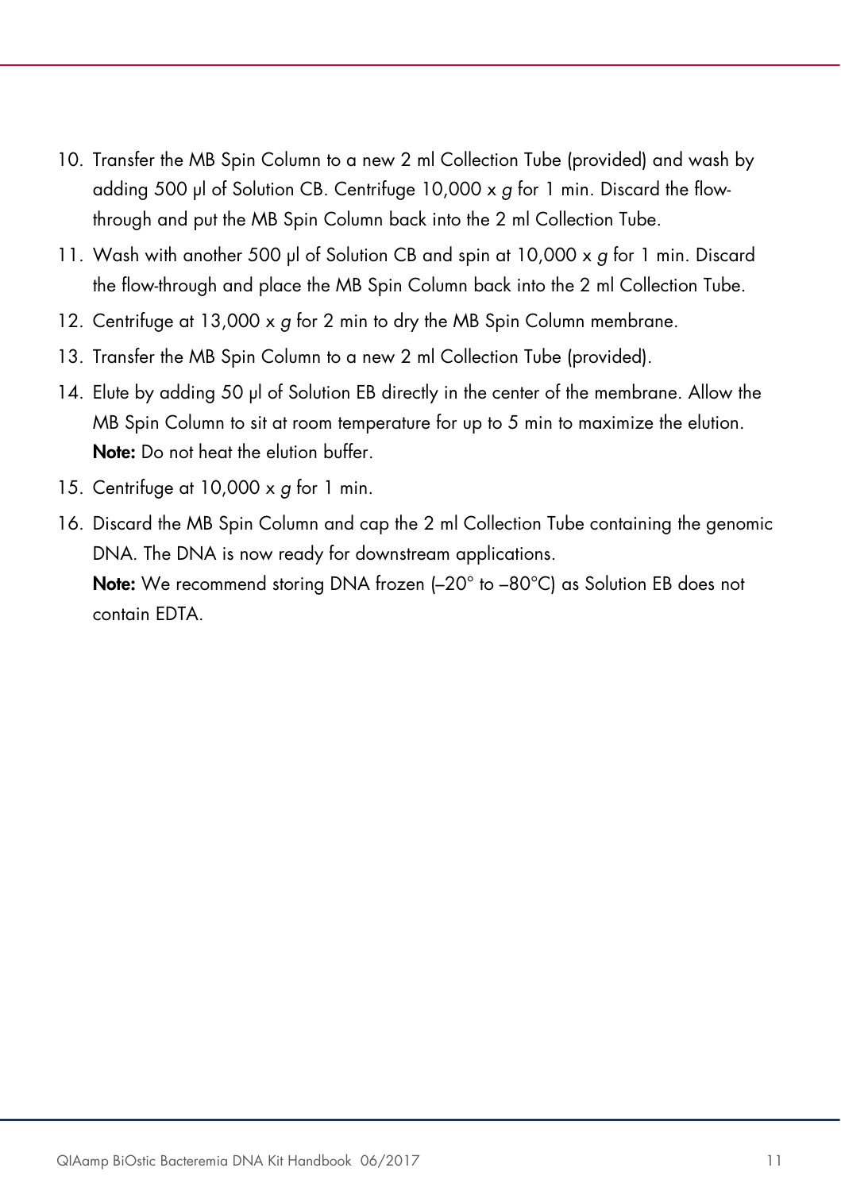10. Transfer the MB Spin Column to a new 2 ml Collection Tube (provided) and wash by adding 500 µl of Solution CB. Centrifuge 10,000 x *g* for 1 min. Discard the flow-through and put the MB Spin Column back into the 2 ml Collection Tube.
11. Wash with another 500 µl of Solution CB and spin at 10,000 x *g* for 1 min. Discard the flow-through and place the MB Spin Column back into the 2 ml Collection Tube.
12. Centrifuge at 13,000 x *g* for 2 min to dry the MB Spin Column membrane.
13. Transfer the MB Spin Column to a new 2 ml Collection Tube (provided).
14. Elute by adding 50 µl of Solution EB directly in the center of the membrane. Allow the MB Spin Column to sit at room temperature for up to 5 min to maximize the elution.
    **Note:** Do not heat the elution buffer.
15. Centrifuge at 10,000 x *g* for 1 min.
16. Discard the MB Spin Column and cap the 2 ml Collection Tube containing the genomic DNA. The DNA is now ready for downstream applications.
    **Note:** We recommend storing DNA frozen (–20° to –80°C) as Solution EB does not contain EDTA.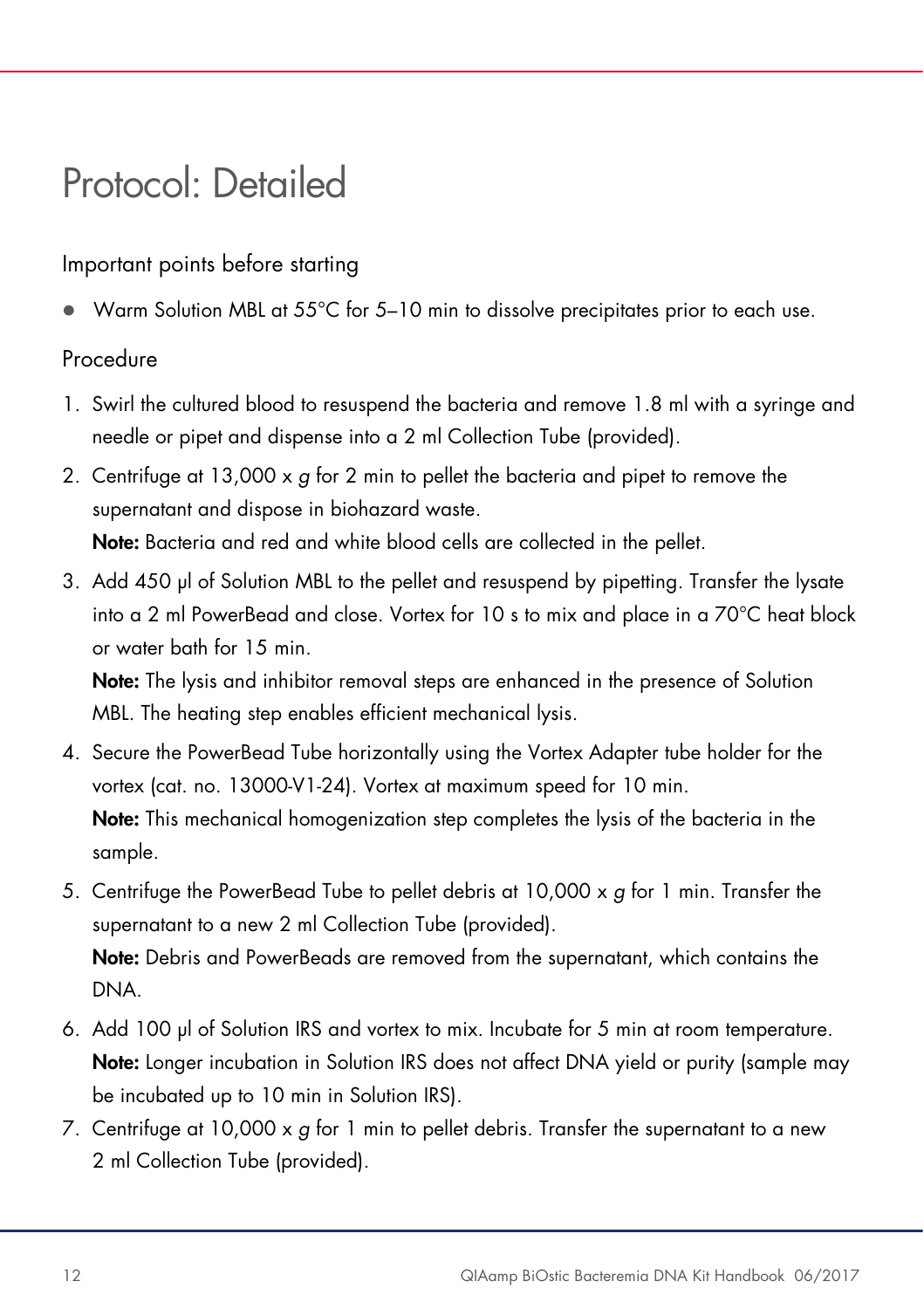# Protocol: Detailed

## Important points before starting

- Warm Solution MBL at 55°C for 5–10 min to dissolve precipitates prior to each use.

## Procedure

1. Swirl the cultured blood to resuspend the bacteria and remove 1.8 ml with a syringe and needle or pipet and dispense into a 2 ml Collection Tube (provided).
2. Centrifuge at 13,000 x *g* for 2 min to pellet the bacteria and pipet to remove the supernatant and dispose in biohazard waste.
   **Note:** Bacteria and red and white blood cells are collected in the pellet.
3. Add 450 µl of Solution MBL to the pellet and resuspend by pipetting. Transfer the lysate into a 2 ml PowerBead and close. Vortex for 10 s to mix and place in a 70°C heat block or water bath for 15 min.
   **Note:** The lysis and inhibitor removal steps are enhanced in the presence of Solution MBL. The heating step enables efficient mechanical lysis.
4. Secure the PowerBead Tube horizontally using the Vortex Adapter tube holder for the vortex (cat. no. 13000-V1-24). Vortex at maximum speed for 10 min.
   **Note:** This mechanical homogenization step completes the lysis of the bacteria in the sample.
5. Centrifuge the PowerBead Tube to pellet debris at 10,000 x *g* for 1 min. Transfer the supernatant to a new 2 ml Collection Tube (provided).
   **Note:** Debris and PowerBeads are removed from the supernatant, which contains the DNA.
6. Add 100 µl of Solution IRS and vortex to mix. Incubate for 5 min at room temperature.
   **Note:** Longer incubation in Solution IRS does not affect DNA yield or purity (sample may be incubated up to 10 min in Solution IRS).
7. Centrifuge at 10,000 x *g* for 1 min to pellet debris. Transfer the supernatant to a new 2 ml Collection Tube (provided).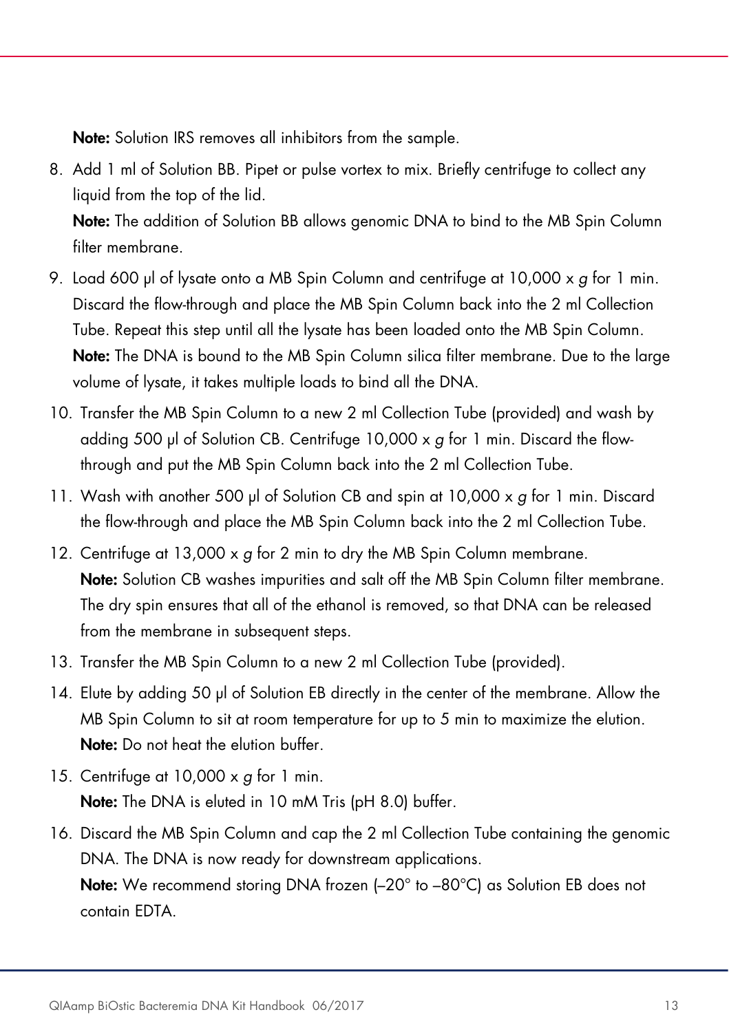**Note:** Solution IRS removes all inhibitors from the sample.

8. Add 1 ml of Solution BB. Pipet or pulse vortex to mix. Briefly centrifuge to collect any liquid from the top of the lid.
   **Note:** The addition of Solution BB allows genomic DNA to bind to the MB Spin Column filter membrane.
9. Load 600 µl of lysate onto a MB Spin Column and centrifuge at 10,000 x *g* for 1 min. Discard the flow-through and place the MB Spin Column back into the 2 ml Collection Tube. Repeat this step until all the lysate has been loaded onto the MB Spin Column.
   **Note:** The DNA is bound to the MB Spin Column silica filter membrane. Due to the large volume of lysate, it takes multiple loads to bind all the DNA.
10. Transfer the MB Spin Column to a new 2 ml Collection Tube (provided) and wash by adding 500 µl of Solution CB. Centrifuge 10,000 x *g* for 1 min. Discard the flow-through and put the MB Spin Column back into the 2 ml Collection Tube.
11. Wash with another 500 µl of Solution CB and spin at 10,000 x *g* for 1 min. Discard the flow-through and place the MB Spin Column back into the 2 ml Collection Tube.
12. Centrifuge at 13,000 x *g* for 2 min to dry the MB Spin Column membrane.
    **Note:** Solution CB washes impurities and salt off the MB Spin Column filter membrane. The dry spin ensures that all of the ethanol is removed, so that DNA can be released from the membrane in subsequent steps.
13. Transfer the MB Spin Column to a new 2 ml Collection Tube (provided).
14. Elute by adding 50 µl of Solution EB directly in the center of the membrane. Allow the MB Spin Column to sit at room temperature for up to 5 min to maximize the elution.
    **Note:** Do not heat the elution buffer.
15. Centrifuge at 10,000 x *g* for 1 min.
    **Note:** The DNA is eluted in 10 mM Tris (pH 8.0) buffer.
16. Discard the MB Spin Column and cap the 2 ml Collection Tube containing the genomic DNA. The DNA is now ready for downstream applications.
    **Note:** We recommend storing DNA frozen (–20° to –80°C) as Solution EB does not contain EDTA.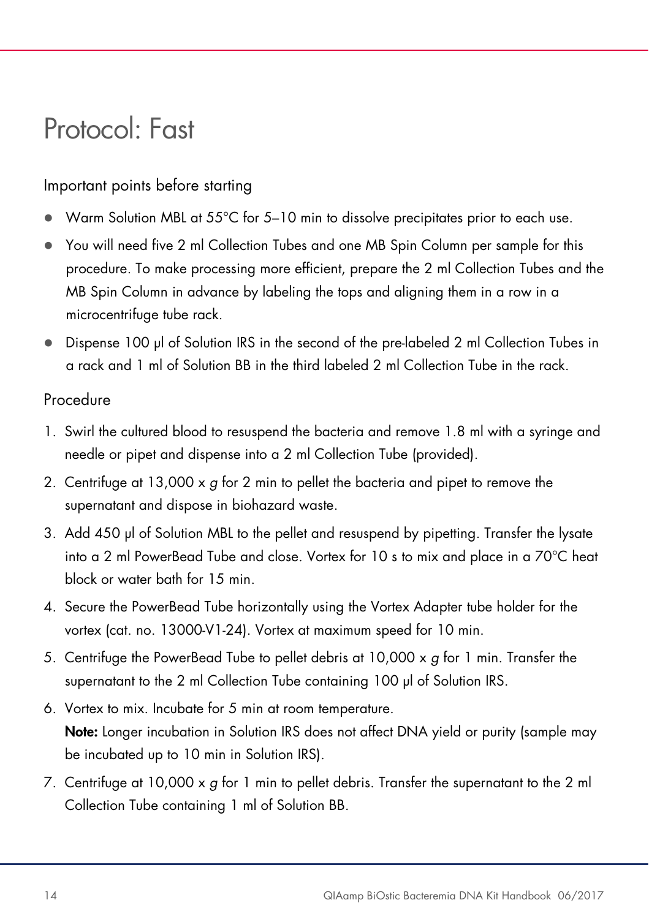# Protocol: Fast

## Important points before starting

- Warm Solution MBL at 55°C for 5–10 min to dissolve precipitates prior to each use.
- You will need five 2 ml Collection Tubes and one MB Spin Column per sample for this procedure. To make processing more efficient, prepare the 2 ml Collection Tubes and the MB Spin Column in advance by labeling the tops and aligning them in a row in a microcentrifuge tube rack.
- Dispense 100 µl of Solution IRS in the second of the pre-labeled 2 ml Collection Tubes in a rack and 1 ml of Solution BB in the third labeled 2 ml Collection Tube in the rack.

## Procedure

1. Swirl the cultured blood to resuspend the bacteria and remove 1.8 ml with a syringe and needle or pipet and dispense into a 2 ml Collection Tube (provided).
2. Centrifuge at 13,000 x *g* for 2 min to pellet the bacteria and pipet to remove the supernatant and dispose in biohazard waste.
3. Add 450 µl of Solution MBL to the pellet and resuspend by pipetting. Transfer the lysate into a 2 ml PowerBead Tube and close. Vortex for 10 s to mix and place in a 70°C heat block or water bath for 15 min.
4. Secure the PowerBead Tube horizontally using the Vortex Adapter tube holder for the vortex (cat. no. 13000-V1-24). Vortex at maximum speed for 10 min.
5. Centrifuge the PowerBead Tube to pellet debris at 10,000 x *g* for 1 min. Transfer the supernatant to the 2 ml Collection Tube containing 100 µl of Solution IRS.
6. Vortex to mix. Incubate for 5 min at room temperature.
   **Note:** Longer incubation in Solution IRS does not affect DNA yield or purity (sample may be incubated up to 10 min in Solution IRS).
7. Centrifuge at 10,000 x *g* for 1 min to pellet debris. Transfer the supernatant to the 2 ml Collection Tube containing 1 ml of Solution BB.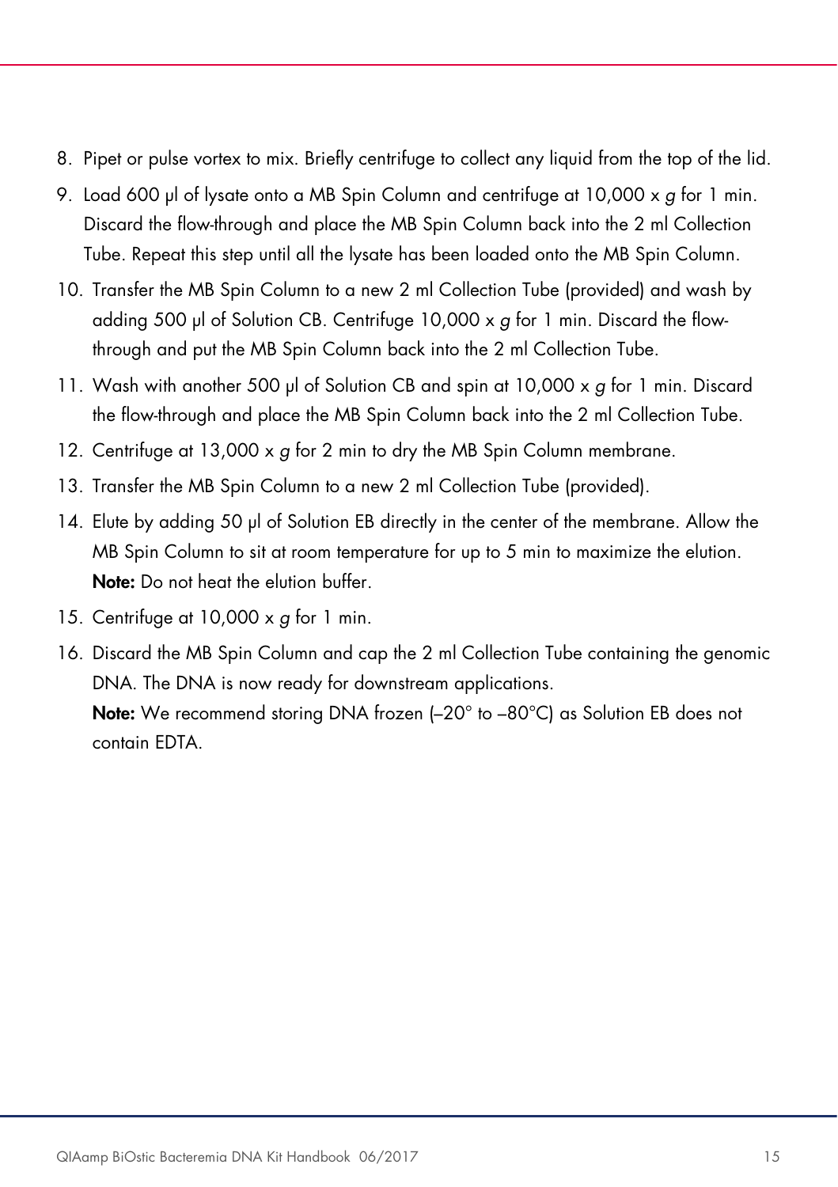8. Pipet or pulse vortex to mix. Briefly centrifuge to collect any liquid from the top of the lid.
9. Load 600 µl of lysate onto a MB Spin Column and centrifuge at 10,000 x *g* for 1 min. Discard the flow-through and place the MB Spin Column back into the 2 ml Collection Tube. Repeat this step until all the lysate has been loaded onto the MB Spin Column.
10. Transfer the MB Spin Column to a new 2 ml Collection Tube (provided) and wash by adding 500 µl of Solution CB. Centrifuge 10,000 x *g* for 1 min. Discard the flow-through and put the MB Spin Column back into the 2 ml Collection Tube.
11. Wash with another 500 µl of Solution CB and spin at 10,000 x *g* for 1 min. Discard the flow-through and place the MB Spin Column back into the 2 ml Collection Tube.
12. Centrifuge at 13,000 x *g* for 2 min to dry the MB Spin Column membrane.
13. Transfer the MB Spin Column to a new 2 ml Collection Tube (provided).
14. Elute by adding 50 µl of Solution EB directly in the center of the membrane. Allow the MB Spin Column to sit at room temperature for up to 5 min to maximize the elution.
    **Note:** Do not heat the elution buffer.
15. Centrifuge at 10,000 x *g* for 1 min.
16. Discard the MB Spin Column and cap the 2 ml Collection Tube containing the genomic DNA. The DNA is now ready for downstream applications.
    **Note:** We recommend storing DNA frozen (–20° to –80°C) as Solution EB does not contain EDTA.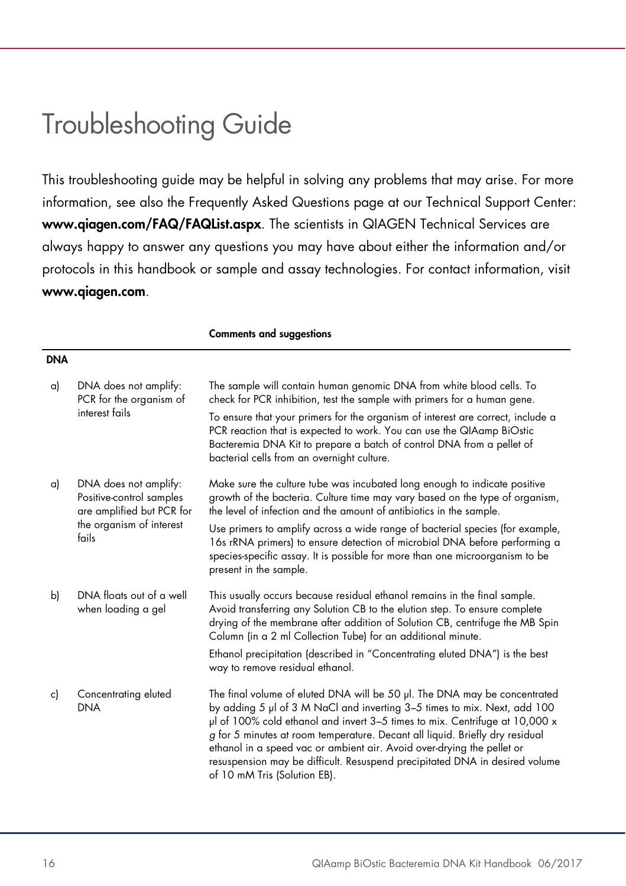# Troubleshooting Guide

This troubleshooting guide may be helpful in solving any problems that may arise. For more information, see also the Frequently Asked Questions page at our Technical Support Center: **www.qiagen.com/FAQ/FAQList.aspx**. The scientists in QIAGEN Technical Services are always happy to answer any questions you may have about either the information and/or protocols in this handbook or sample and assay technologies. For contact information, visit **www.qiagen.com**.

| | | Comments and suggestions |
|---|---|---|
| **DNA** | | |
| a) | DNA does not amplify: PCR for the organism of interest fails | The sample will contain human genomic DNA from white blood cells. To check for PCR inhibition, test the sample with primers for a human gene. To ensure that your primers for the organism of interest are correct, include a PCR reaction that is expected to work. You can use the QIAamp BiOstic Bacteremia DNA Kit to prepare a batch of control DNA from a pellet of bacterial cells from an overnight culture. |
| a) | DNA does not amplify: Positive-control samples are amplified but PCR for the organism of interest fails | Make sure the culture tube was incubated long enough to indicate positive growth of the bacteria. Culture time may vary based on the type of organism, the level of infection and the amount of antibiotics in the sample. Use primers to amplify across a wide range of bacterial species (for example, 16s rRNA primers) to ensure detection of microbial DNA before performing a species-specific assay. It is possible for more than one microorganism to be present in the sample. |
| b) | DNA floats out of a well when loading a gel | This usually occurs because residual ethanol remains in the final sample. Avoid transferring any Solution CB to the elution step. To ensure complete drying of the membrane after addition of Solution CB, centrifuge the MB Spin Column (in a 2 ml Collection Tube) for an additional minute. Ethanol precipitation (described in "Concentrating eluted DNA") is the best way to remove residual ethanol. |
| c) | Concentrating eluted DNA | The final volume of eluted DNA will be 50 µl. The DNA may be concentrated by adding 5 µl of 3 M NaCl and inverting 3–5 times to mix. Next, add 100 µl of 100% cold ethanol and invert 3–5 times to mix. Centrifuge at 10,000 x *g* for 5 minutes at room temperature. Decant all liquid. Briefly dry residual ethanol in a speed vac or ambient air. Avoid over-drying the pellet or resuspension may be difficult. Resuspend precipitated DNA in desired volume of 10 mM Tris (Solution EB). |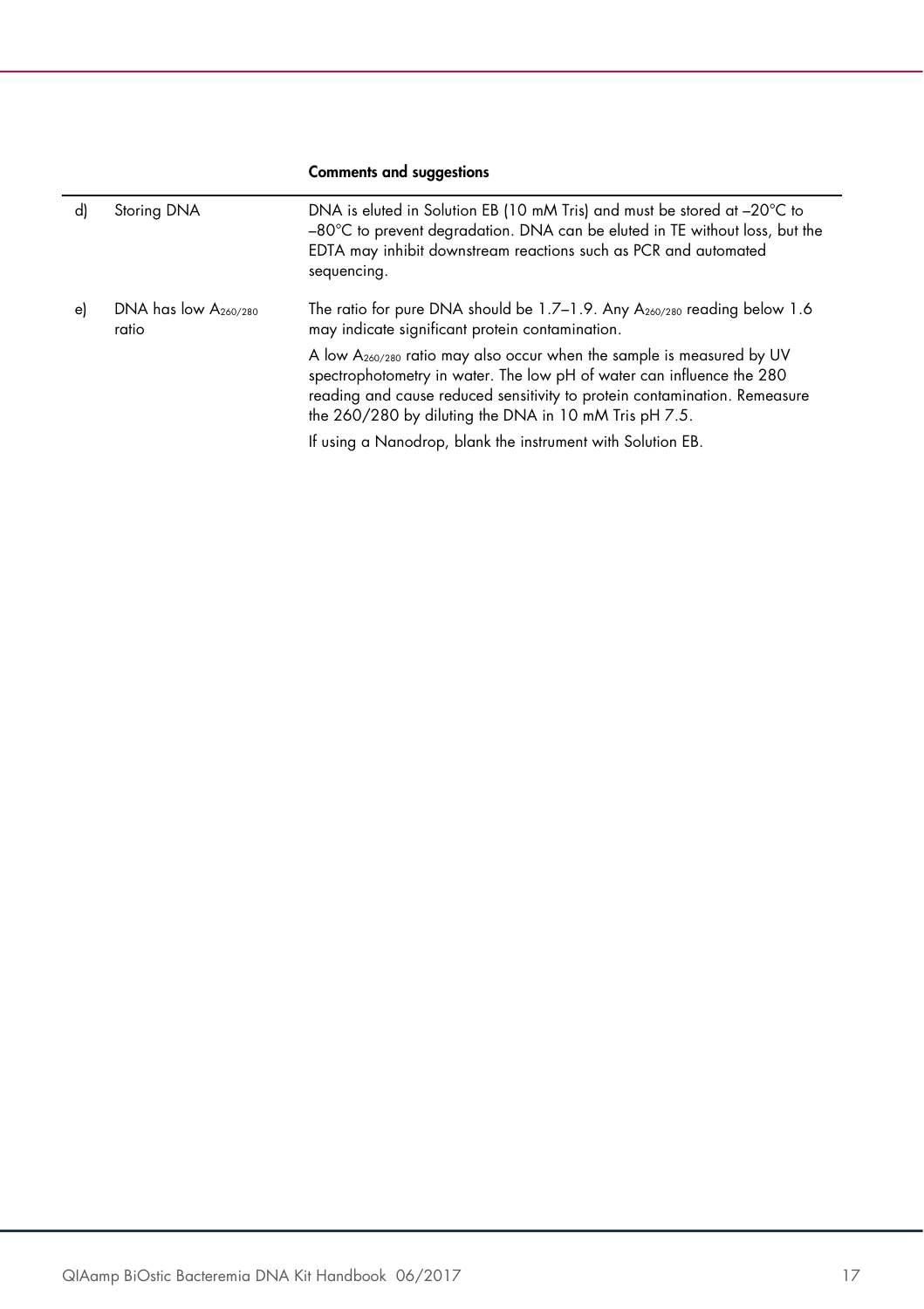|  |  | **Comments and suggestions** |
|---|---|---|
| d) | Storing DNA | DNA is eluted in Solution EB (10 mM Tris) and must be stored at –20°C to –80°C to prevent degradation. DNA can be eluted in TE without loss, but the EDTA may inhibit downstream reactions such as PCR and automated sequencing. |
| e) | DNA has low $A_{260/280}$ ratio | The ratio for pure DNA should be 1.7–1.9. Any $A_{260/280}$ reading below 1.6 may indicate significant protein contamination.<br><br>A low $A_{260/280}$ ratio may also occur when the sample is measured by UV spectrophotometry in water. The low pH of water can influence the 280 reading and cause reduced sensitivity to protein contamination. Remeasure the 260/280 by diluting the DNA in 10 mM Tris pH 7.5.<br><br>If using a Nanodrop, blank the instrument with Solution EB. |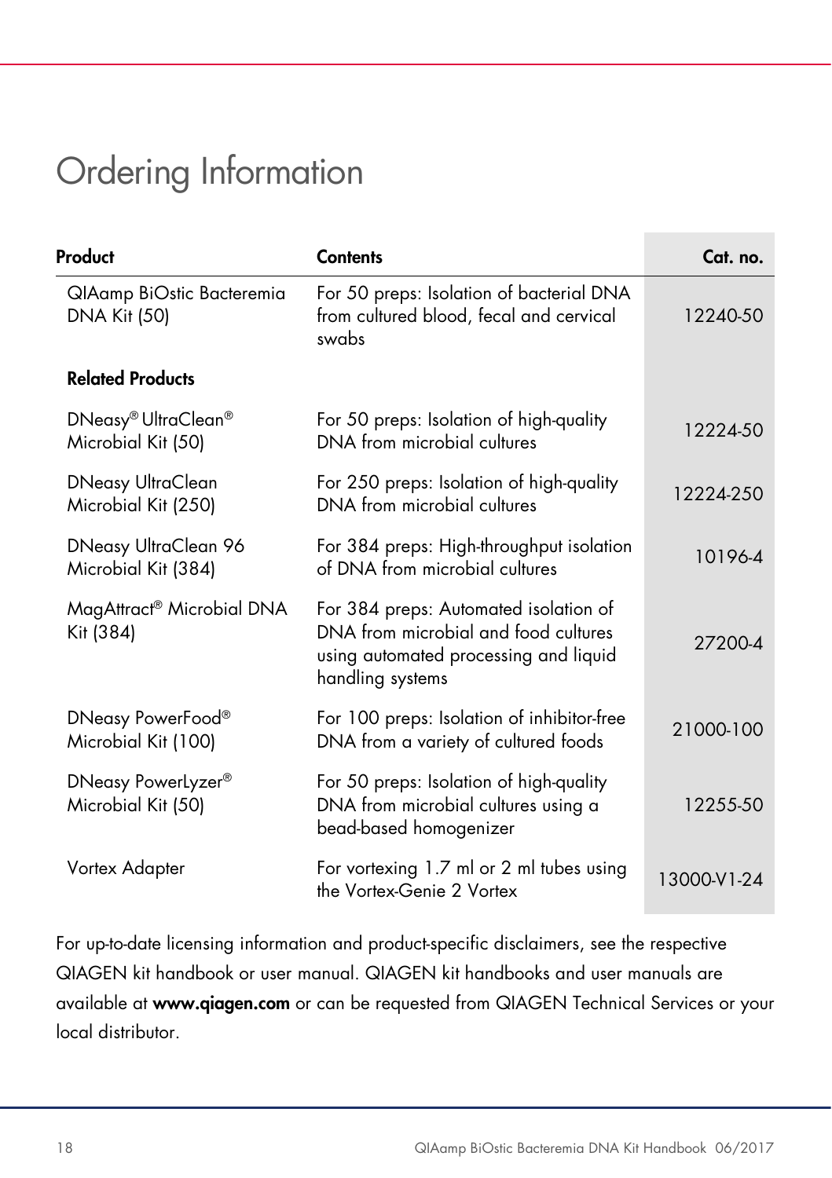# Ordering Information

| Product | Contents | Cat. no. |
|---|---|---|
| QIAamp BiOstic Bacteremia DNA Kit (50) | For 50 preps: Isolation of bacterial DNA from cultured blood, fecal and cervical swabs | 12240-50 |
| **Related Products** | | |
| DNeasy® UltraClean® Microbial Kit (50) | For 50 preps: Isolation of high-quality DNA from microbial cultures | 12224-50 |
| DNeasy UltraClean Microbial Kit (250) | For 250 preps: Isolation of high-quality DNA from microbial cultures | 12224-250 |
| DNeasy UltraClean 96 Microbial Kit (384) | For 384 preps: High-throughput isolation of DNA from microbial cultures | 10196-4 |
| MagAttract® Microbial DNA Kit (384) | For 384 preps: Automated isolation of DNA from microbial and food cultures using automated processing and liquid handling systems | 27200-4 |
| DNeasy PowerFood® Microbial Kit (100) | For 100 preps: Isolation of inhibitor-free DNA from a variety of cultured foods | 21000-100 |
| DNeasy PowerLyzer® Microbial Kit (50) | For 50 preps: Isolation of high-quality DNA from microbial cultures using a bead-based homogenizer | 12255-50 |
| Vortex Adapter | For vortexing 1.7 ml or 2 ml tubes using the Vortex-Genie 2 Vortex | 13000-V1-24 |

For up-to-date licensing information and product-specific disclaimers, see the respective QIAGEN kit handbook or user manual. QIAGEN kit handbooks and user manuals are available at **www.qiagen.com** or can be requested from QIAGEN Technical Services or your local distributor.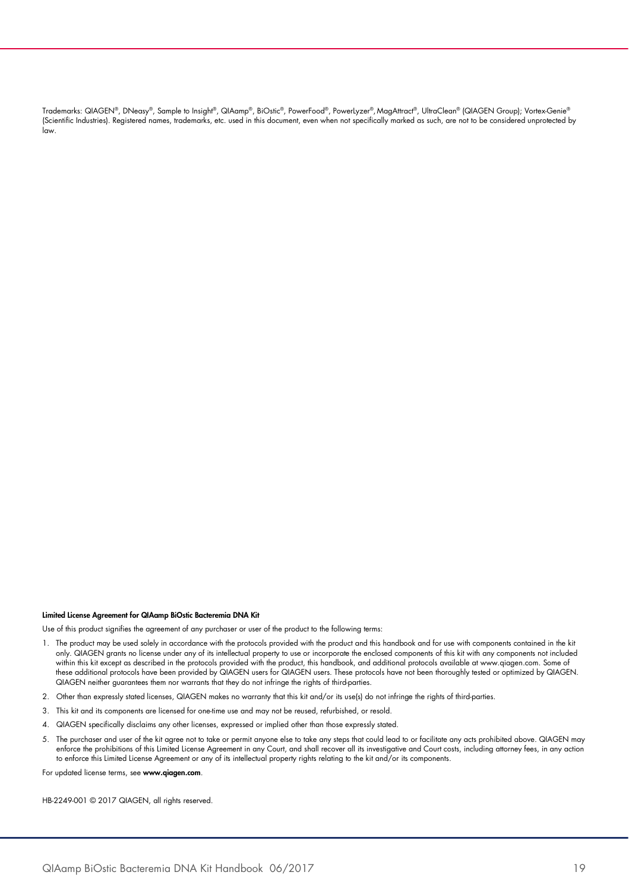Trademarks: QIAGEN®, DNeasy®, Sample to Insight®, QIAamp®, BiOstic®, PowerFood®, PowerLyzer®, MagAttract®, UltraClean® (QIAGEN Group); Vortex-Genie® (Scientific Industries). Registered names, trademarks, etc. used in this document, even when not specifically marked as such, are not to be considered unprotected by law.

**Limited License Agreement for QIAamp BiOstic Bacteremia DNA Kit**

Use of this product signifies the agreement of any purchaser or user of the product to the following terms:

1. The product may be used solely in accordance with the protocols provided with the product and this handbook and for use with components contained in the kit only. QIAGEN grants no license under any of its intellectual property to use or incorporate the enclosed components of this kit with any components not included within this kit except as described in the protocols provided with the product, this handbook, and additional protocols available at www.qiagen.com. Some of these additional protocols have been provided by QIAGEN users for QIAGEN users. These protocols have not been thoroughly tested or optimized by QIAGEN. QIAGEN neither guarantees them nor warrants that they do not infringe the rights of third-parties.
2. Other than expressly stated licenses, QIAGEN makes no warranty that this kit and/or its use(s) do not infringe the rights of third-parties.
3. This kit and its components are licensed for one-time use and may not be reused, refurbished, or resold.
4. QIAGEN specifically disclaims any other licenses, expressed or implied other than those expressly stated.
5. The purchaser and user of the kit agree not to take or permit anyone else to take any steps that could lead to or facilitate any acts prohibited above. QIAGEN may enforce the prohibitions of this Limited License Agreement in any Court, and shall recover all its investigative and Court costs, including attorney fees, in any action to enforce this Limited License Agreement or any of its intellectual property rights relating to the kit and/or its components.

For updated license terms, see **www.qiagen.com**.

HB-2249-001 © 2017 QIAGEN, all rights reserved.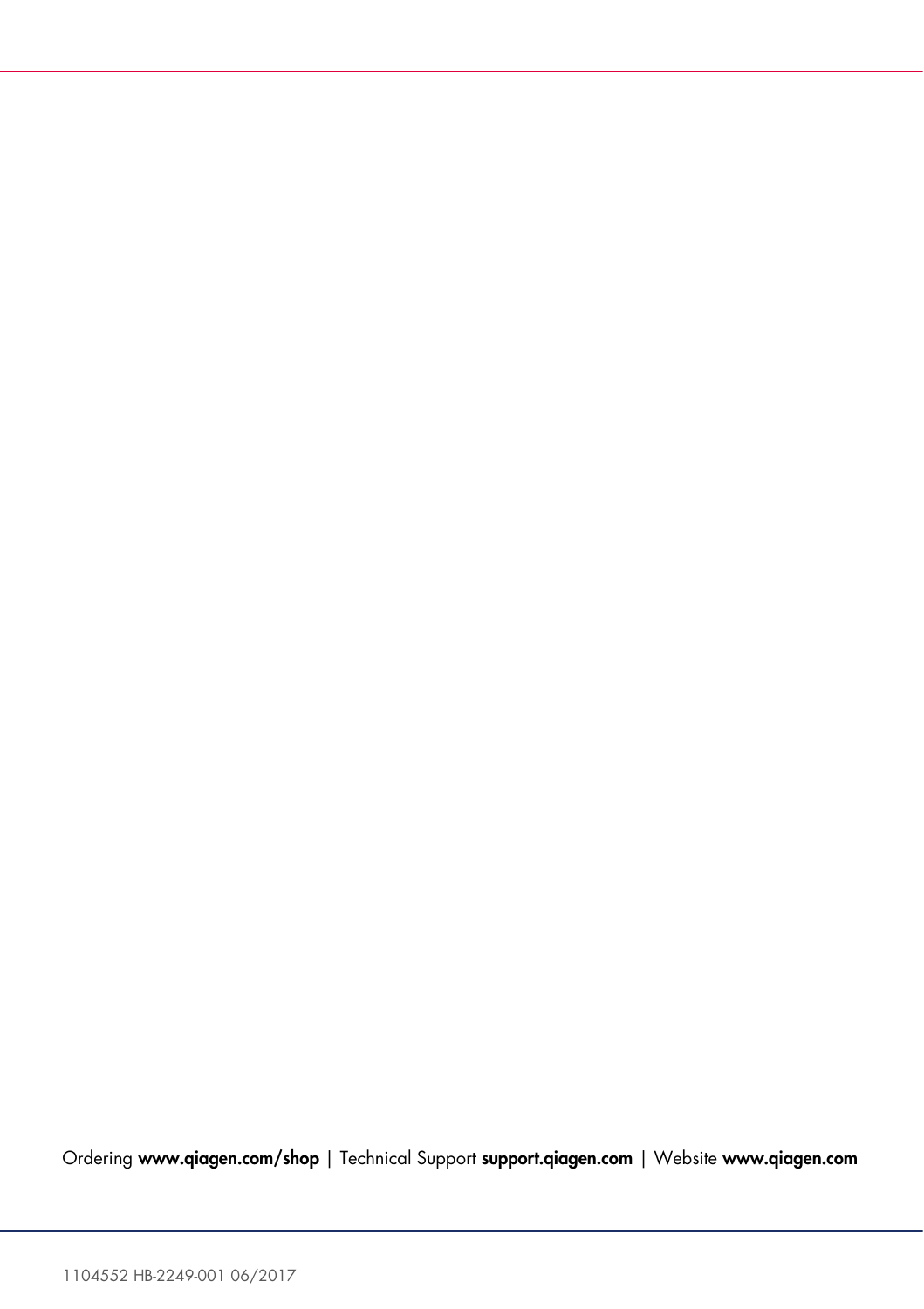Ordering **www.qiagen.com/shop** | Technical Support **support.qiagen.com** | Website **www.qiagen.com**

1104552 HB-2249-001 06/2017